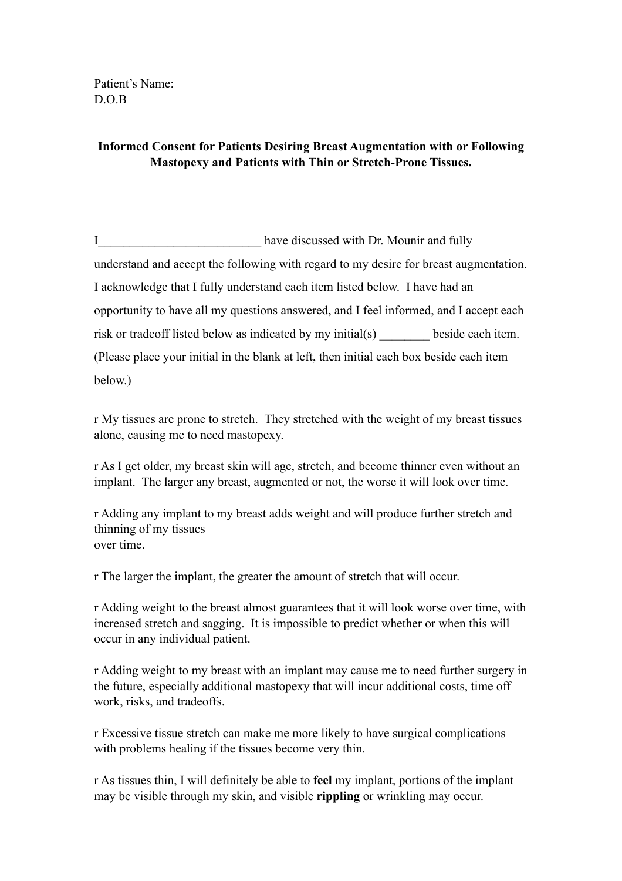Patient's Name:
D.O.B

**Informed Consent for Patients Desiring Breast Augmentation with or Following Mastopexy and Patients with Thin or Stretch-Prone Tissues.**

I__________________________ have discussed with Dr. Mounir and fully understand and accept the following with regard to my desire for breast augmentation. I acknowledge that I fully understand each item listed below. I have had an opportunity to have all my questions answered, and I feel informed, and I accept each risk or tradeoff listed below as indicated by my initial(s) ________ beside each item. (Please place your initial in the blank at left, then initial each box beside each item below.)

r My tissues are prone to stretch. They stretched with the weight of my breast tissues alone, causing me to need mastopexy.

r As I get older, my breast skin will age, stretch, and become thinner even without an implant. The larger any breast, augmented or not, the worse it will look over time.

r Adding any implant to my breast adds weight and will produce further stretch and thinning of my tissues over time.

r The larger the implant, the greater the amount of stretch that will occur.

r Adding weight to the breast almost guarantees that it will look worse over time, with increased stretch and sagging. It is impossible to predict whether or when this will occur in any individual patient.

r Adding weight to my breast with an implant may cause me to need further surgery in the future, especially additional mastopexy that will incur additional costs, time off work, risks, and tradeoffs.

r Excessive tissue stretch can make me more likely to have surgical complications with problems healing if the tissues become very thin.

r As tissues thin, I will definitely be able to **feel** my implant, portions of the implant may be visible through my skin, and visible **rippling** or wrinkling may occur.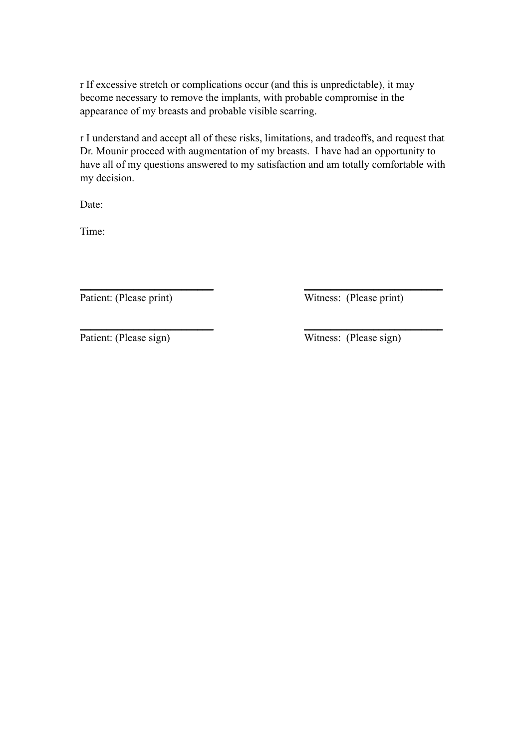r If excessive stretch or complications occur (and this is unpredictable), it may become necessary to remove the implants, with probable compromise in the appearance of my breasts and probable visible scarring.

r I understand and accept all of these risks, limitations, and tradeoffs, and request that Dr. Mounir proceed with augmentation of my breasts. I have had an opportunity to have all of my questions answered to my satisfaction and am totally comfortable with my decision.

Date:

Time:

| | |
|---|---|
| \_\_\_\_\_\_\_\_\_\_\_\_\_\_\_\_\_\_\_\_\_\_\_\_ | \_\_\_\_\_\_\_\_\_\_\_\_\_\_\_\_\_\_\_\_\_\_\_\_ |
| Patient: (Please print) | Witness: (Please print) |
| \_\_\_\_\_\_\_\_\_\_\_\_\_\_\_\_\_\_\_\_\_\_\_\_ | \_\_\_\_\_\_\_\_\_\_\_\_\_\_\_\_\_\_\_\_\_\_\_\_ |
| Patient: (Please sign) | Witness: (Please sign) |